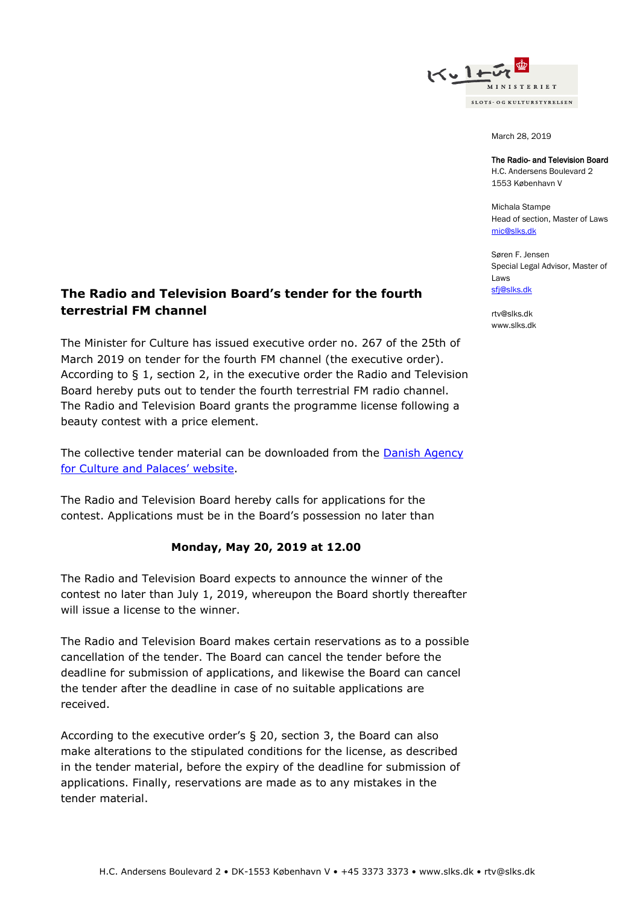March 28, 2019

**The Radio- and Television Board**
H.C. Andersens Boulevard 2
1553 København V

Michala Stampe
Head of section, Master of Laws
mic@slks.dk

Søren F. Jensen
Special Legal Advisor, Master of Laws
sfj@slks.dk

rtv@slks.dk
www.slks.dk

# The Radio and Television Board's tender for the fourth terrestrial FM channel

The Minister for Culture has issued executive order no. 267 of the 25th of March 2019 on tender for the fourth FM channel (the executive order). According to § 1, section 2, in the executive order the Radio and Television Board hereby puts out to tender the fourth terrestrial FM radio channel. The Radio and Television Board grants the programme license following a beauty contest with a price element.

The collective tender material can be downloaded from the [Danish Agency for Culture and Palaces' website](#).

The Radio and Television Board hereby calls for applications for the contest. Applications must be in the Board's possession no later than

**Monday, May 20, 2019 at 12.00**

The Radio and Television Board expects to announce the winner of the contest no later than July 1, 2019, whereupon the Board shortly thereafter will issue a license to the winner.

The Radio and Television Board makes certain reservations as to a possible cancellation of the tender. The Board can cancel the tender before the deadline for submission of applications, and likewise the Board can cancel the tender after the deadline in case of no suitable applications are received.

According to the executive order's § 20, section 3, the Board can also make alterations to the stipulated conditions for the license, as described in the tender material, before the expiry of the deadline for submission of applications. Finally, reservations are made as to any mistakes in the tender material.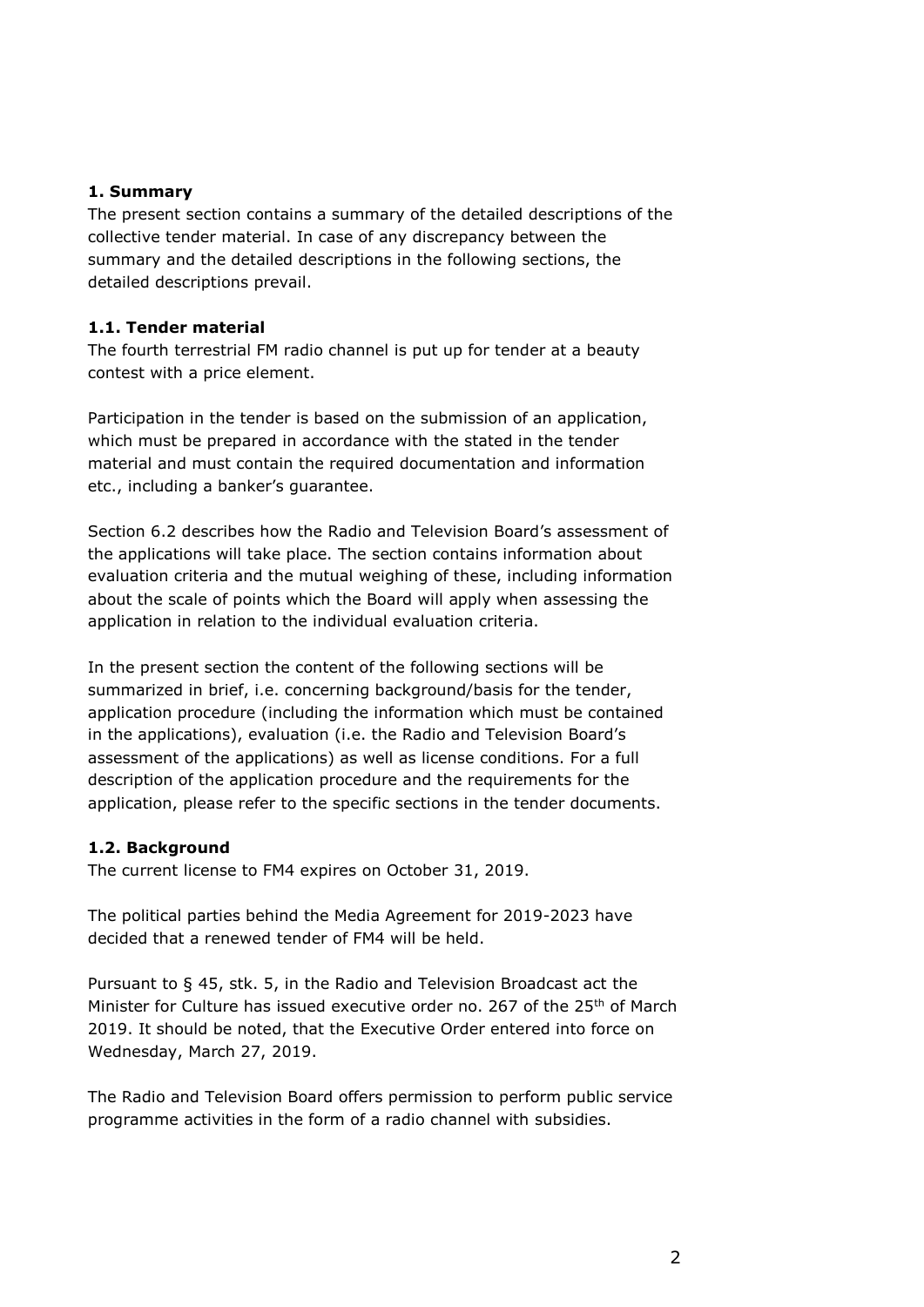## 1. Summary

The present section contains a summary of the detailed descriptions of the collective tender material. In case of any discrepancy between the summary and the detailed descriptions in the following sections, the detailed descriptions prevail.

### 1.1. Tender material

The fourth terrestrial FM radio channel is put up for tender at a beauty contest with a price element.

Participation in the tender is based on the submission of an application, which must be prepared in accordance with the stated in the tender material and must contain the required documentation and information etc., including a banker's guarantee.

Section 6.2 describes how the Radio and Television Board's assessment of the applications will take place. The section contains information about evaluation criteria and the mutual weighing of these, including information about the scale of points which the Board will apply when assessing the application in relation to the individual evaluation criteria.

In the present section the content of the following sections will be summarized in brief, i.e. concerning background/basis for the tender, application procedure (including the information which must be contained in the applications), evaluation (i.e. the Radio and Television Board's assessment of the applications) as well as license conditions. For a full description of the application procedure and the requirements for the application, please refer to the specific sections in the tender documents.

### 1.2. Background

The current license to FM4 expires on October 31, 2019.

The political parties behind the Media Agreement for 2019-2023 have decided that a renewed tender of FM4 will be held.

Pursuant to § 45, stk. 5, in the Radio and Television Broadcast act the Minister for Culture has issued executive order no. 267 of the 25th of March 2019. It should be noted, that the Executive Order entered into force on Wednesday, March 27, 2019.

The Radio and Television Board offers permission to perform public service programme activities in the form of a radio channel with subsidies.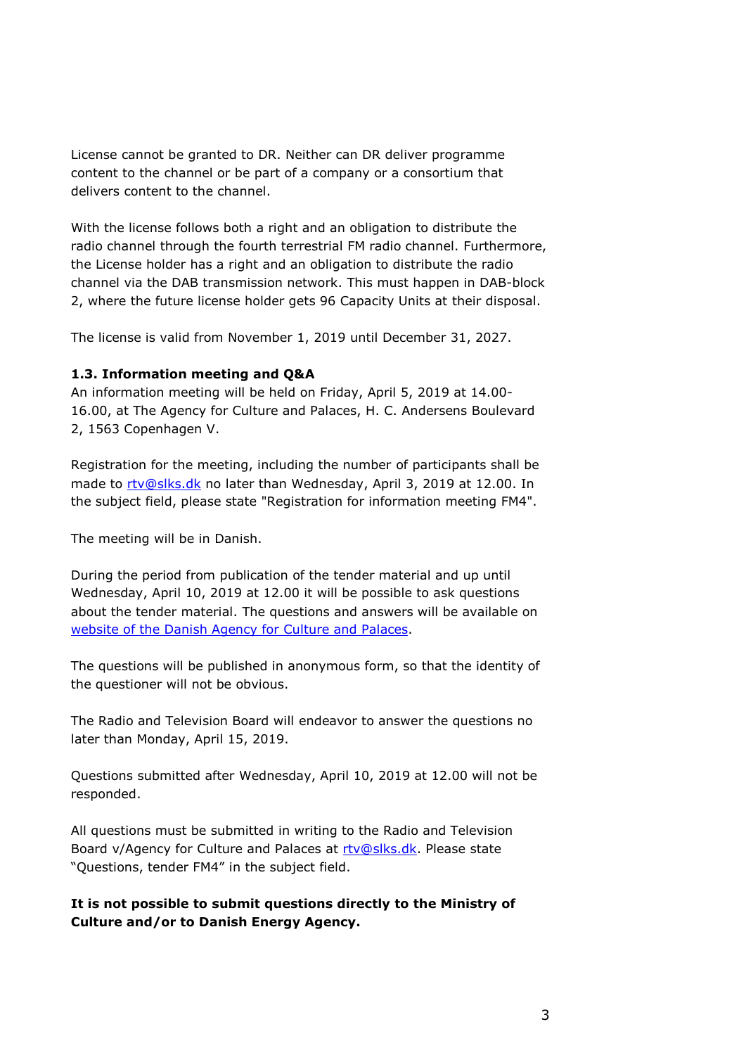License cannot be granted to DR. Neither can DR deliver programme content to the channel or be part of a company or a consortium that delivers content to the channel.

With the license follows both a right and an obligation to distribute the radio channel through the fourth terrestrial FM radio channel. Furthermore, the License holder has a right and an obligation to distribute the radio channel via the DAB transmission network. This must happen in DAB-block 2, where the future license holder gets 96 Capacity Units at their disposal.

The license is valid from November 1, 2019 until December 31, 2027.

### 1.3. Information meeting and Q&A

An information meeting will be held on Friday, April 5, 2019 at 14.00-16.00, at The Agency for Culture and Palaces, H. C. Andersens Boulevard 2, 1563 Copenhagen V.

Registration for the meeting, including the number of participants shall be made to rtv@slks.dk no later than Wednesday, April 3, 2019 at 12.00. In the subject field, please state "Registration for information meeting FM4".

The meeting will be in Danish.

During the period from publication of the tender material and up until Wednesday, April 10, 2019 at 12.00 it will be possible to ask questions about the tender material. The questions and answers will be available on website of the Danish Agency for Culture and Palaces.

The questions will be published in anonymous form, so that the identity of the questioner will not be obvious.

The Radio and Television Board will endeavor to answer the questions no later than Monday, April 15, 2019.

Questions submitted after Wednesday, April 10, 2019 at 12.00 will not be responded.

All questions must be submitted in writing to the Radio and Television Board v/Agency for Culture and Palaces at rtv@slks.dk. Please state "Questions, tender FM4" in the subject field.

**It is not possible to submit questions directly to the Ministry of Culture and/or to Danish Energy Agency.**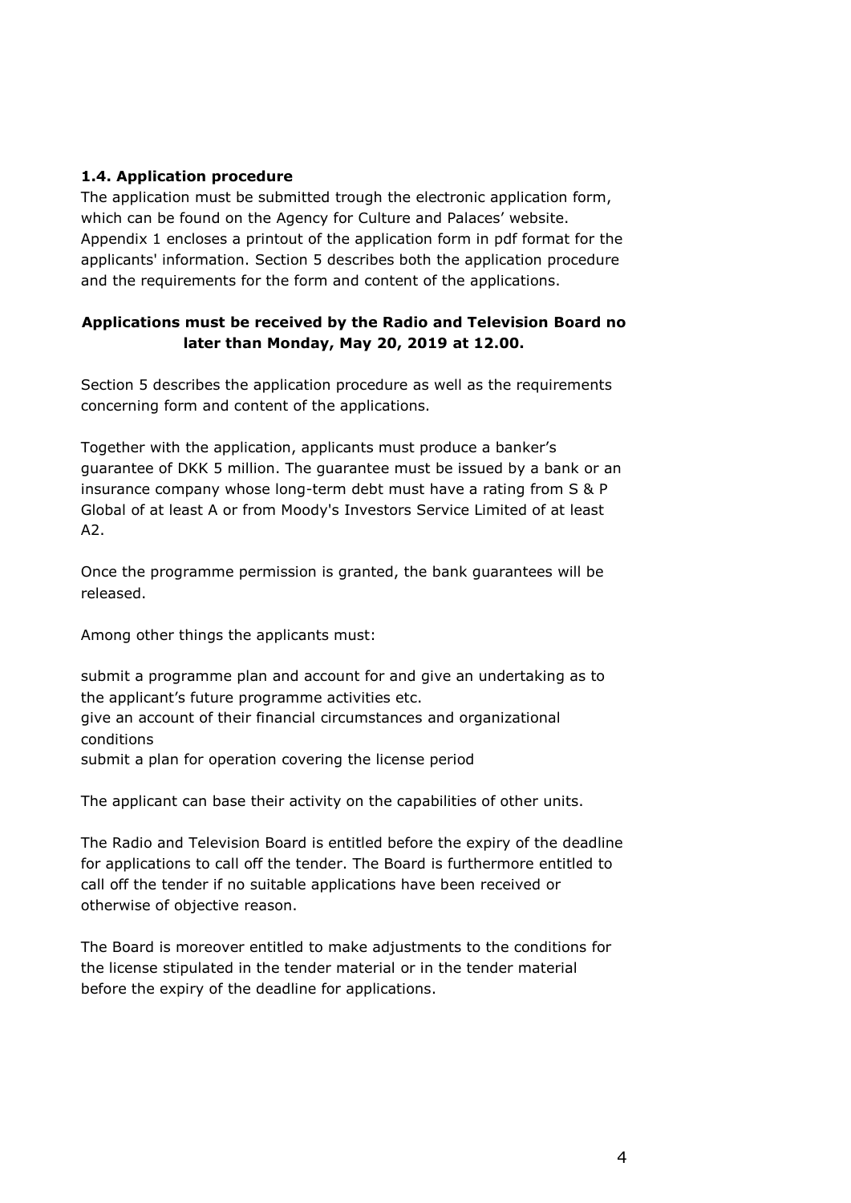### 1.4. Application procedure

The application must be submitted trough the electronic application form, which can be found on the Agency for Culture and Palaces' website. Appendix 1 encloses a printout of the application form in pdf format for the applicants' information. Section 5 describes both the application procedure and the requirements for the form and content of the applications.

**Applications must be received by the Radio and Television Board no later than Monday, May 20, 2019 at 12.00.**

Section 5 describes the application procedure as well as the requirements concerning form and content of the applications.

Together with the application, applicants must produce a banker's guarantee of DKK 5 million. The guarantee must be issued by a bank or an insurance company whose long-term debt must have a rating from S & P Global of at least A or from Moody's Investors Service Limited of at least A2.

Once the programme permission is granted, the bank guarantees will be released.

Among other things the applicants must:

submit a programme plan and account for and give an undertaking as to the applicant's future programme activities etc.
give an account of their financial circumstances and organizational conditions
submit a plan for operation covering the license period

The applicant can base their activity on the capabilities of other units.

The Radio and Television Board is entitled before the expiry of the deadline for applications to call off the tender. The Board is furthermore entitled to call off the tender if no suitable applications have been received or otherwise of objective reason.

The Board is moreover entitled to make adjustments to the conditions for the license stipulated in the tender material or in the tender material before the expiry of the deadline for applications.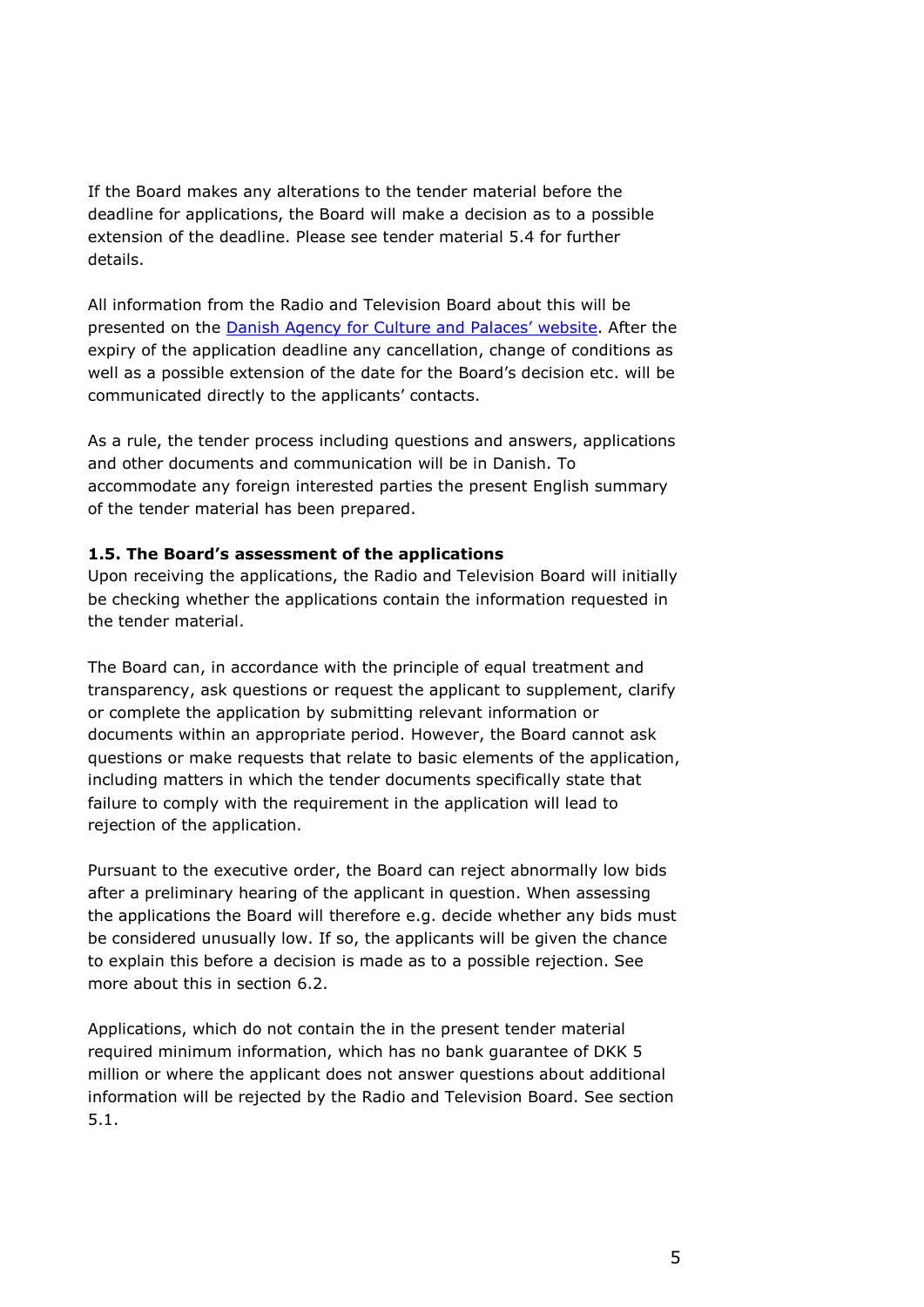If the Board makes any alterations to the tender material before the deadline for applications, the Board will make a decision as to a possible extension of the deadline. Please see tender material 5.4 for further details.

All information from the Radio and Television Board about this will be presented on the [Danish Agency for Culture and Palaces' website](). After the expiry of the application deadline any cancellation, change of conditions as well as a possible extension of the date for the Board's decision etc. will be communicated directly to the applicants' contacts.

As a rule, the tender process including questions and answers, applications and other documents and communication will be in Danish. To accommodate any foreign interested parties the present English summary of the tender material has been prepared.

**1.5. The Board's assessment of the applications**

Upon receiving the applications, the Radio and Television Board will initially be checking whether the applications contain the information requested in the tender material.

The Board can, in accordance with the principle of equal treatment and transparency, ask questions or request the applicant to supplement, clarify or complete the application by submitting relevant information or documents within an appropriate period. However, the Board cannot ask questions or make requests that relate to basic elements of the application, including matters in which the tender documents specifically state that failure to comply with the requirement in the application will lead to rejection of the application.

Pursuant to the executive order, the Board can reject abnormally low bids after a preliminary hearing of the applicant in question. When assessing the applications the Board will therefore e.g. decide whether any bids must be considered unusually low. If so, the applicants will be given the chance to explain this before a decision is made as to a possible rejection. See more about this in section 6.2.

Applications, which do not contain the in the present tender material required minimum information, which has no bank guarantee of DKK 5 million or where the applicant does not answer questions about additional information will be rejected by the Radio and Television Board. See section 5.1.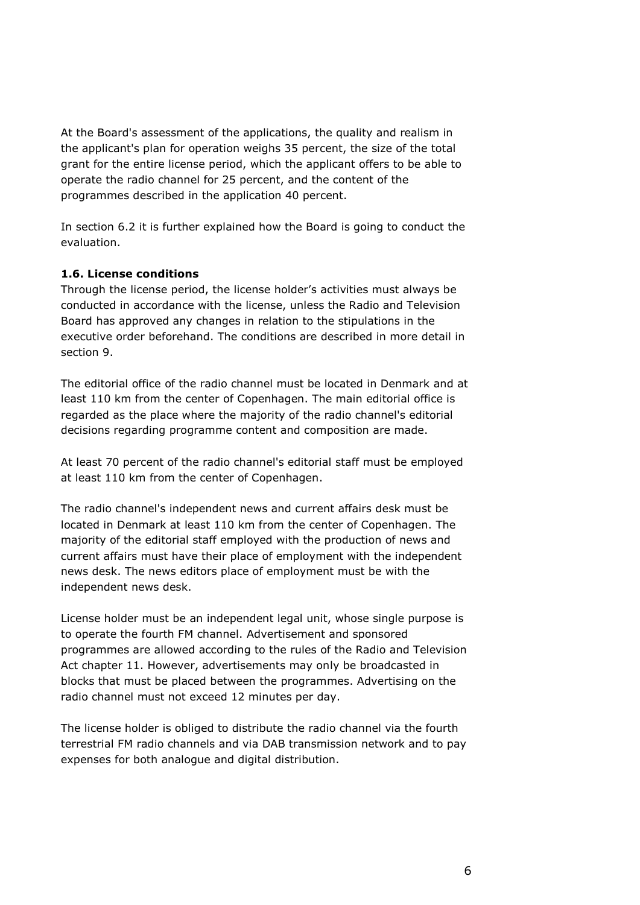At the Board's assessment of the applications, the quality and realism in the applicant's plan for operation weighs 35 percent, the size of the total grant for the entire license period, which the applicant offers to be able to operate the radio channel for 25 percent, and the content of the programmes described in the application 40 percent.

In section 6.2 it is further explained how the Board is going to conduct the evaluation.

**1.6. License conditions**

Through the license period, the license holder's activities must always be conducted in accordance with the license, unless the Radio and Television Board has approved any changes in relation to the stipulations in the executive order beforehand. The conditions are described in more detail in section 9.

The editorial office of the radio channel must be located in Denmark and at least 110 km from the center of Copenhagen. The main editorial office is regarded as the place where the majority of the radio channel's editorial decisions regarding programme content and composition are made.

At least 70 percent of the radio channel's editorial staff must be employed at least 110 km from the center of Copenhagen.

The radio channel's independent news and current affairs desk must be located in Denmark at least 110 km from the center of Copenhagen. The majority of the editorial staff employed with the production of news and current affairs must have their place of employment with the independent news desk. The news editors place of employment must be with the independent news desk.

License holder must be an independent legal unit, whose single purpose is to operate the fourth FM channel. Advertisement and sponsored programmes are allowed according to the rules of the Radio and Television Act chapter 11. However, advertisements may only be broadcasted in blocks that must be placed between the programmes. Advertising on the radio channel must not exceed 12 minutes per day.

The license holder is obliged to distribute the radio channel via the fourth terrestrial FM radio channels and via DAB transmission network and to pay expenses for both analogue and digital distribution.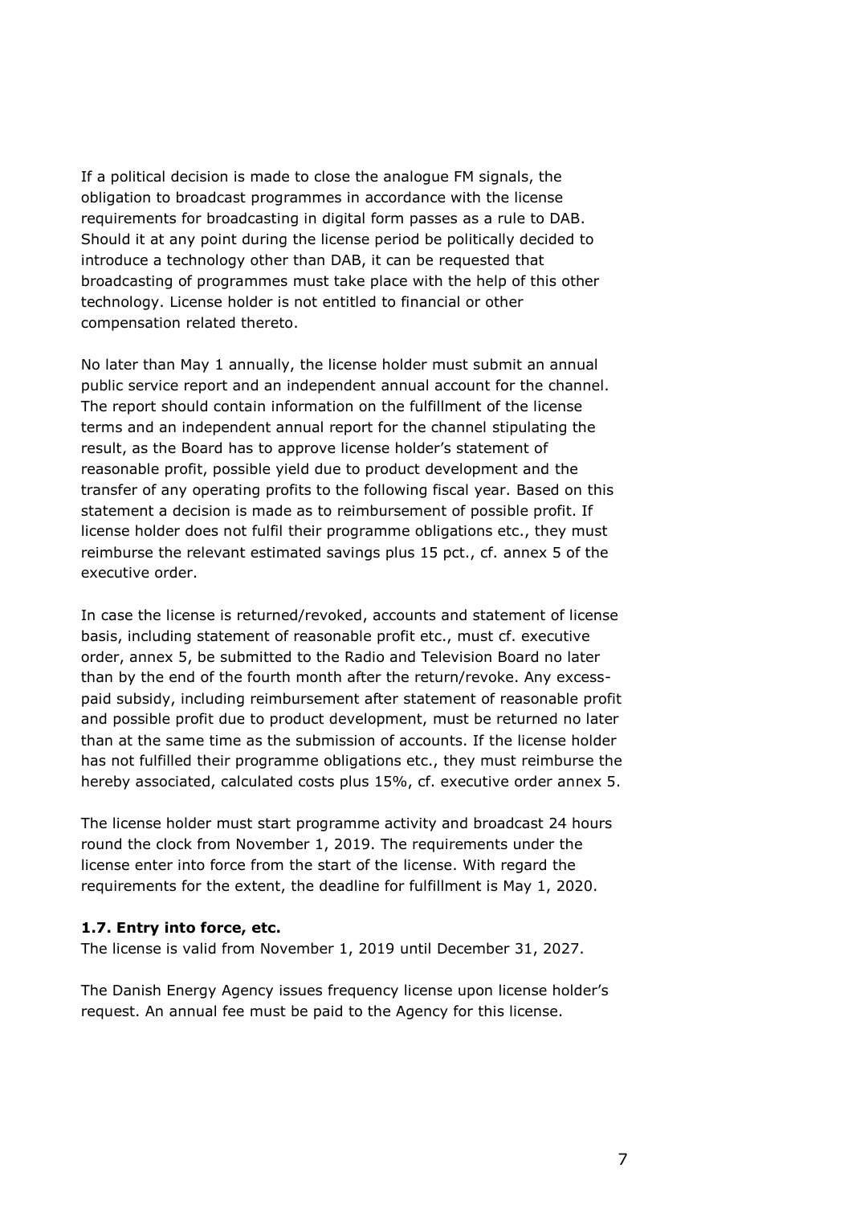If a political decision is made to close the analogue FM signals, the obligation to broadcast programmes in accordance with the license requirements for broadcasting in digital form passes as a rule to DAB. Should it at any point during the license period be politically decided to introduce a technology other than DAB, it can be requested that broadcasting of programmes must take place with the help of this other technology. License holder is not entitled to financial or other compensation related thereto.

No later than May 1 annually, the license holder must submit an annual public service report and an independent annual account for the channel. The report should contain information on the fulfillment of the license terms and an independent annual report for the channel stipulating the result, as the Board has to approve license holder's statement of reasonable profit, possible yield due to product development and the transfer of any operating profits to the following fiscal year. Based on this statement a decision is made as to reimbursement of possible profit. If license holder does not fulfil their programme obligations etc., they must reimburse the relevant estimated savings plus 15 pct., cf. annex 5 of the executive order.

In case the license is returned/revoked, accounts and statement of license basis, including statement of reasonable profit etc., must cf. executive order, annex 5, be submitted to the Radio and Television Board no later than by the end of the fourth month after the return/revoke. Any excess-paid subsidy, including reimbursement after statement of reasonable profit and possible profit due to product development, must be returned no later than at the same time as the submission of accounts. If the license holder has not fulfilled their programme obligations etc., they must reimburse the hereby associated, calculated costs plus 15%, cf. executive order annex 5.

The license holder must start programme activity and broadcast 24 hours round the clock from November 1, 2019. The requirements under the license enter into force from the start of the license. With regard the requirements for the extent, the deadline for fulfillment is May 1, 2020.

### 1.7. Entry into force, etc.

The license is valid from November 1, 2019 until December 31, 2027.

The Danish Energy Agency issues frequency license upon license holder's request. An annual fee must be paid to the Agency for this license.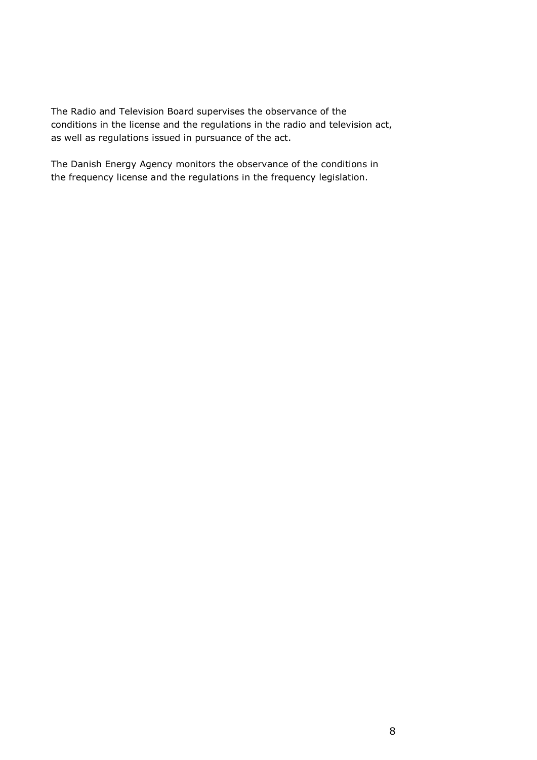The Radio and Television Board supervises the observance of the conditions in the license and the regulations in the radio and television act, as well as regulations issued in pursuance of the act.

The Danish Energy Agency monitors the observance of the conditions in the frequency license and the regulations in the frequency legislation.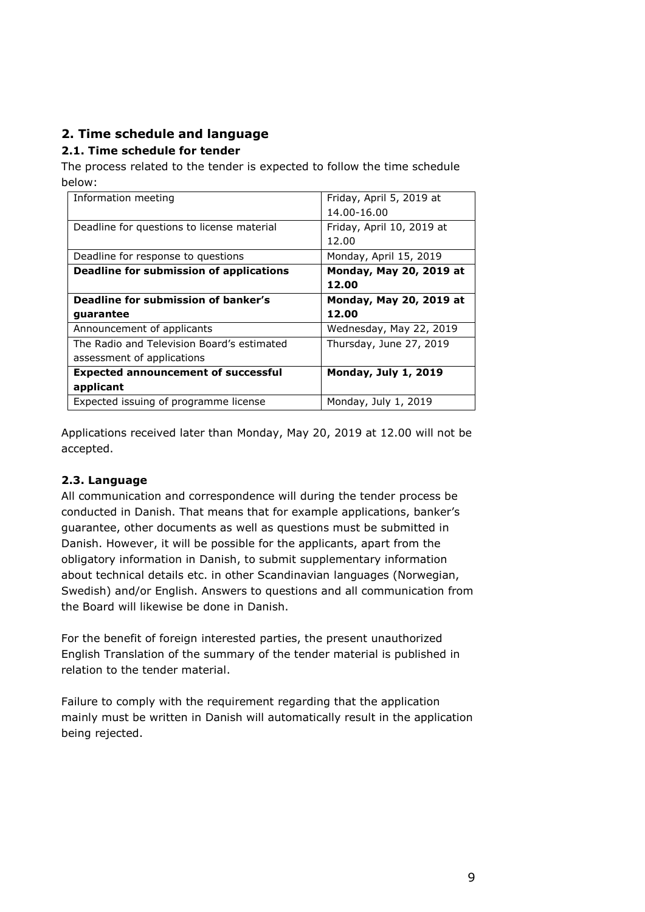## 2. Time schedule and language

### 2.1. Time schedule for tender

The process related to the tender is expected to follow the time schedule below:

| | |
|---|---|
| Information meeting | Friday, April 5, 2019 at 14.00-16.00 |
| Deadline for questions to license material | Friday, April 10, 2019 at 12.00 |
| Deadline for response to questions | Monday, April 15, 2019 |
| **Deadline for submission of applications** | **Monday, May 20, 2019 at 12.00** |
| **Deadline for submission of banker's guarantee** | **Monday, May 20, 2019 at 12.00** |
| Announcement of applicants | Wednesday, May 22, 2019 |
| The Radio and Television Board's estimated assessment of applications | Thursday, June 27, 2019 |
| **Expected announcement of successful applicant** | **Monday, July 1, 2019** |
| Expected issuing of programme license | Monday, July 1, 2019 |

Applications received later than Monday, May 20, 2019 at 12.00 will not be accepted.

### 2.3. Language

All communication and correspondence will during the tender process be conducted in Danish. That means that for example applications, banker's guarantee, other documents as well as questions must be submitted in Danish. However, it will be possible for the applicants, apart from the obligatory information in Danish, to submit supplementary information about technical details etc. in other Scandinavian languages (Norwegian, Swedish) and/or English. Answers to questions and all communication from the Board will likewise be done in Danish.

For the benefit of foreign interested parties, the present unauthorized English Translation of the summary of the tender material is published in relation to the tender material.

Failure to comply with the requirement regarding that the application mainly must be written in Danish will automatically result in the application being rejected.